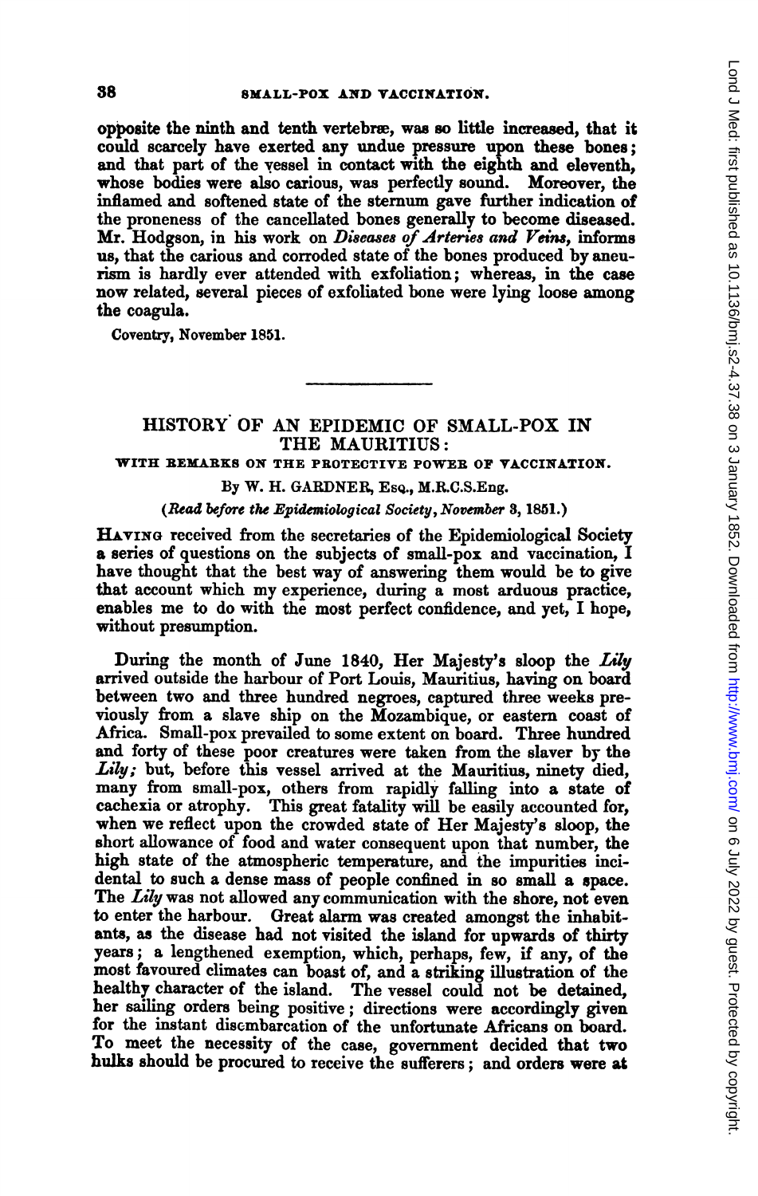opposite the ninth and tenth vertebræ, was so little increased, that it could scarcely have exerted any undue pressure upon these bones; and that part of the vessel in contact with the eighth and eleventh, whose bodies were also carious, was perfectly sound. Moreover, the inflamed and softened state of the sternum gave further indication of the proneness of the cancellated bones generally to become diseased. Mr. Hodgson, in his work on *Diseases of Arteries and Veins*, informs us, that the carious and corroded state of the bones produced by aneurism is hardly ever attended with exfoliation; whereas, in the case now related, several pieces of exfoliated bone were lying loose among the coagula.

Coventry, November 1851.

---

# HISTORY OF AN EPIDEMIC OF SMALL-POX IN THE MAURITIUS:

## WITH REMARKS ON THE PROTECTIVE POWER OF VACCINATION.

By W. H. GARDNER, Esq., M.R.C.S.Eng.

(*Read before the Epidemiological Society, November 3, 1851.*)

Having received from the secretaries of the Epidemiological Society a series of questions on the subjects of small-pox and vaccination, I have thought that the best way of answering them would be to give that account which my experience, during a most arduous practice, enables me to do with the most perfect confidence, and yet, I hope, without presumption.

During the month of June 1840, Her Majesty's sloop the *Lily* arrived outside the harbour of Port Louis, Mauritius, having on board between two and three hundred negroes, captured three weeks previously from a slave ship on the Mozambique, or eastern coast of Africa. Small-pox prevailed to some extent on board. Three hundred and forty of these poor creatures were taken from the slaver by the *Lily;* but, before this vessel arrived at the Mauritius, ninety died, many from small-pox, others from rapidly falling into a state of cachexia or atrophy. This great fatality will be easily accounted for, when we reflect upon the crowded state of Her Majesty's sloop, the short allowance of food and water consequent upon that number, the high state of the atmospheric temperature, and the impurities incidental to such a dense mass of people confined in so small a space. The *Lily* was not allowed any communication with the shore, not even to enter the harbour. Great alarm was created amongst the inhabitants, as the disease had not visited the island for upwards of thirty years; a lengthened exemption, which, perhaps, few, if any, of the most favoured climates can boast of, and a striking illustration of the healthy character of the island. The vessel could not be detained, her sailing orders being positive; directions were accordingly given for the instant disembarcation of the unfortunate Africans on board. To meet the necessity of the case, government decided that two hulks should be procured to receive the sufferers; and orders were at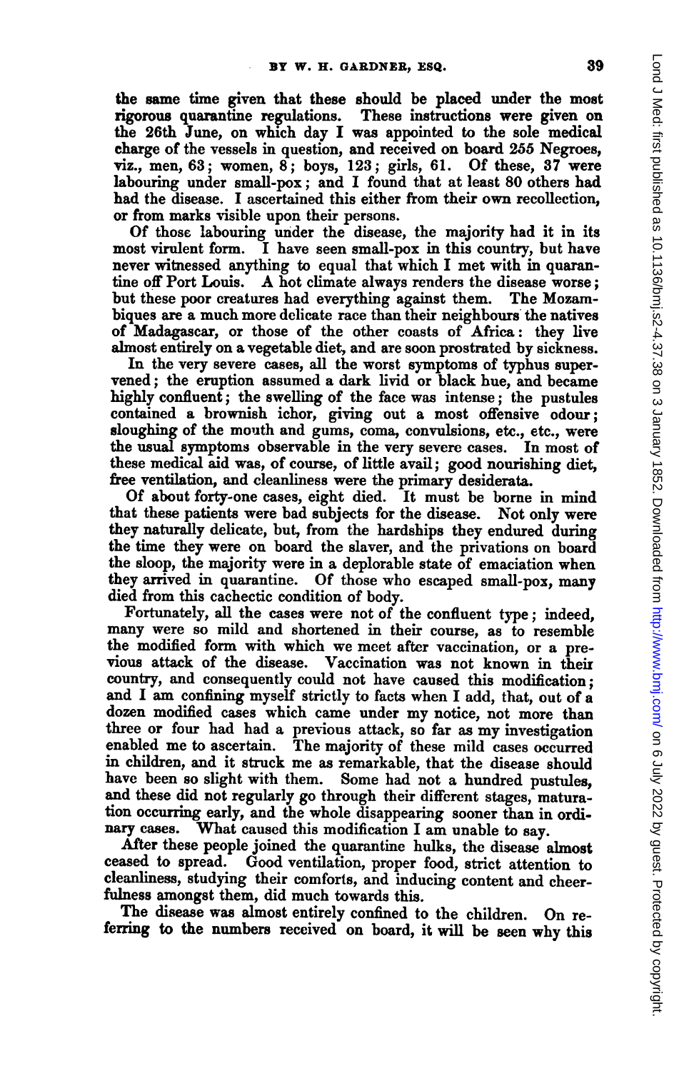the same time given that these should be placed under the most rigorous quarantine regulations. These instructions were given on the 26th June, on which day I was appointed to the sole medical charge of the vessels in question, and received on board 255 Negroes, viz., men, 63; women, 8; boys, 123; girls, 61. Of these, 37 were labouring under small-pox; and I found that at least 80 others had had the disease. I ascertained this either from their own recollection, or from marks visible upon their persons.

Of those labouring under the disease, the majority had it in its most virulent form. I have seen small-pox in this country, but have never witnessed anything to equal that which I met with in quarantine off Port Louis. A hot climate always renders the disease worse; but these poor creatures had everything against them. The Mozambiques are a much more delicate race than their neighbours the natives of Madagascar, or those of the other coasts of Africa: they live almost entirely on a vegetable diet, and are soon prostrated by sickness.

In the very severe cases, all the worst symptoms of typhus supervened; the eruption assumed a dark livid or black hue, and became highly confluent; the swelling of the face was intense; the pustules contained a brownish ichor, giving out a most offensive odour; sloughing of the mouth and gums, coma, convulsions, etc., etc., were the usual symptoms observable in the very severe cases. In most of these medical aid was, of course, of little avail; good nourishing diet, free ventilation, and cleanliness were the primary desiderata.

Of about forty-one cases, eight died. It must be borne in mind that these patients were bad subjects for the disease. Not only were they naturally delicate, but, from the hardships they endured during the time they were on board the slaver, and the privations on board the sloop, the majority were in a deplorable state of emaciation when they arrived in quarantine. Of those who escaped small-pox, many died from this cachectic condition of body.

Fortunately, all the cases were not of the confluent type; indeed, many were so mild and shortened in their course, as to resemble the modified form with which we meet after vaccination, or a previous attack of the disease. Vaccination was not known in their country, and consequently could not have caused this modification; and I am confining myself strictly to facts when I add, that, out of a dozen modified cases which came under my notice, not more than three or four had had a previous attack, so far as my investigation enabled me to ascertain. The majority of these mild cases occurred in children, and it struck me as remarkable, that the disease should have been so slight with them. Some had not a hundred pustules, and these did not regularly go through their different stages, maturation occurring early, and the whole disappearing sooner than in ordinary cases. What caused this modification I am unable to say.

After these people joined the quarantine hulks, the disease almost ceased to spread. Good ventilation, proper food, strict attention to cleanliness, studying their comforts, and inducing content and cheerfulness amongst them, did much towards this.

The disease was almost entirely confined to the children. On referring to the numbers received on board, it will be seen why this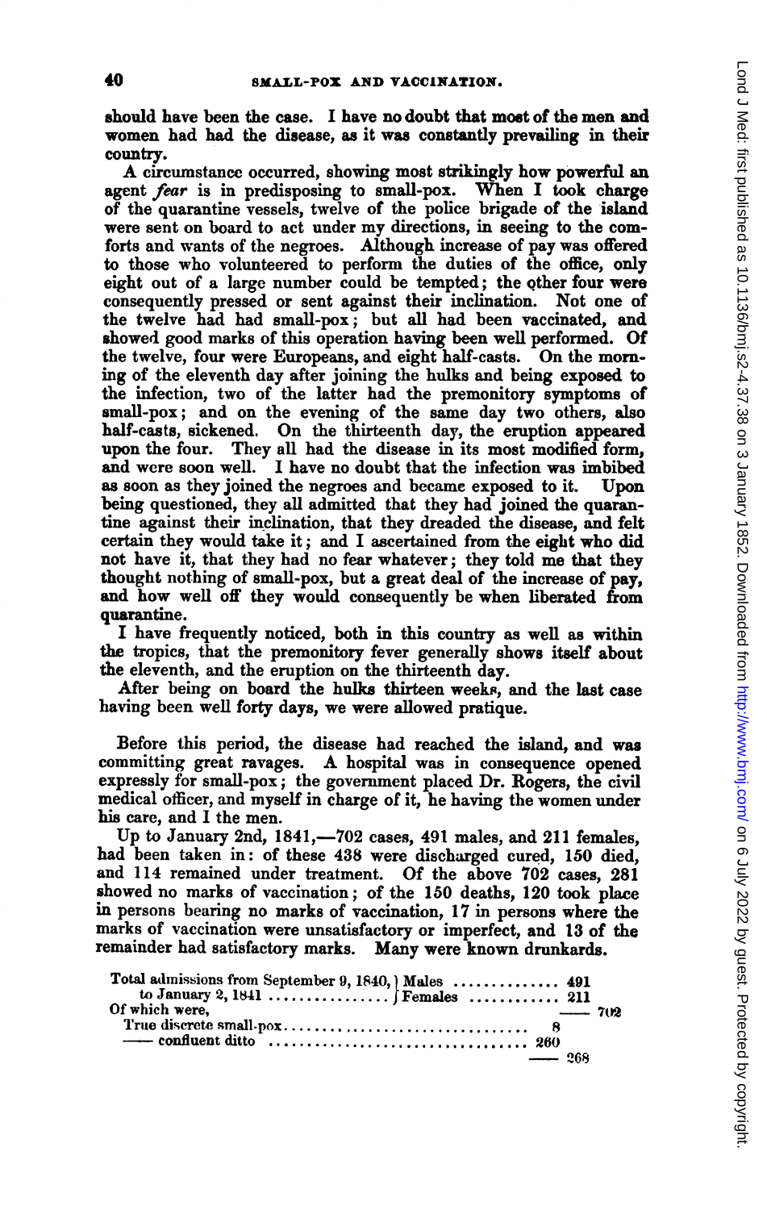should have been the case. I have no doubt that most of the men and women had had the disease, as it was constantly prevailing in their country.

A circumstance occurred, showing most strikingly how powerful an agent *fear* is in predisposing to small-pox. When I took charge of the quarantine vessels, twelve of the police brigade of the island were sent on board to act under my directions, in seeing to the comforts and wants of the negroes. Although increase of pay was offered to those who volunteered to perform the duties of the office, only eight out of a large number could be tempted; the other four were consequently pressed or sent against their inclination. Not one of the twelve had had small-pox; but all had been vaccinated, and showed good marks of this operation having been well performed. Of the twelve, four were Europeans, and eight half-casts. On the morning of the eleventh day after joining the hulks and being exposed to the infection, two of the latter had the premonitory symptoms of small-pox; and on the evening of the same day two others, also half-casts, sickened. On the thirteenth day, the eruption appeared upon the four. They all had the disease in its most modified form, and were soon well. I have no doubt that the infection was imbibed as soon as they joined the negroes and became exposed to it. Upon being questioned, they all admitted that they had joined the quarantine against their inclination, that they dreaded the disease, and felt certain they would take it; and I ascertained from the eight who did not have it, that they had no fear whatever; they told me that they thought nothing of small-pox, but a great deal of the increase of pay, and how well off they would consequently be when liberated from quarantine.

I have frequently noticed, both in this country as well as within the tropics, that the premonitory fever generally shows itself about the eleventh, and the eruption on the thirteenth day.

After being on board the hulks thirteen weeks, and the last case having been well forty days, we were allowed pratique.

Before this period, the disease had reached the island, and was committing great ravages. A hospital was in consequence opened expressly for small-pox; the government placed Dr. Rogers, the civil medical officer, and myself in charge of it, he having the women under his care, and I the men.

Up to January 2nd, 1841,—702 cases, 491 males, and 211 females, had been taken in: of these 438 were discharged cured, 150 died, and 114 remained under treatment. Of the above 702 cases, 281 showed no marks of vaccination; of the 150 deaths, 120 took place in persons bearing no marks of vaccination, 17 in persons where the marks of vaccination were unsatisfactory or imperfect, and 13 of the remainder had satisfactory marks. Many were known drunkards.

| | | | |
|---|---|---|---|
| Total admissions from September 9, 1840, to January 2, 1841 | Males | 491 | |
| | Females | 211 | |
| | | | 702 |
| Of which were, | | | |
| True discrete small-pox | | 8 | |
| — confluent ditto | | 260 | |
| | | | 268 |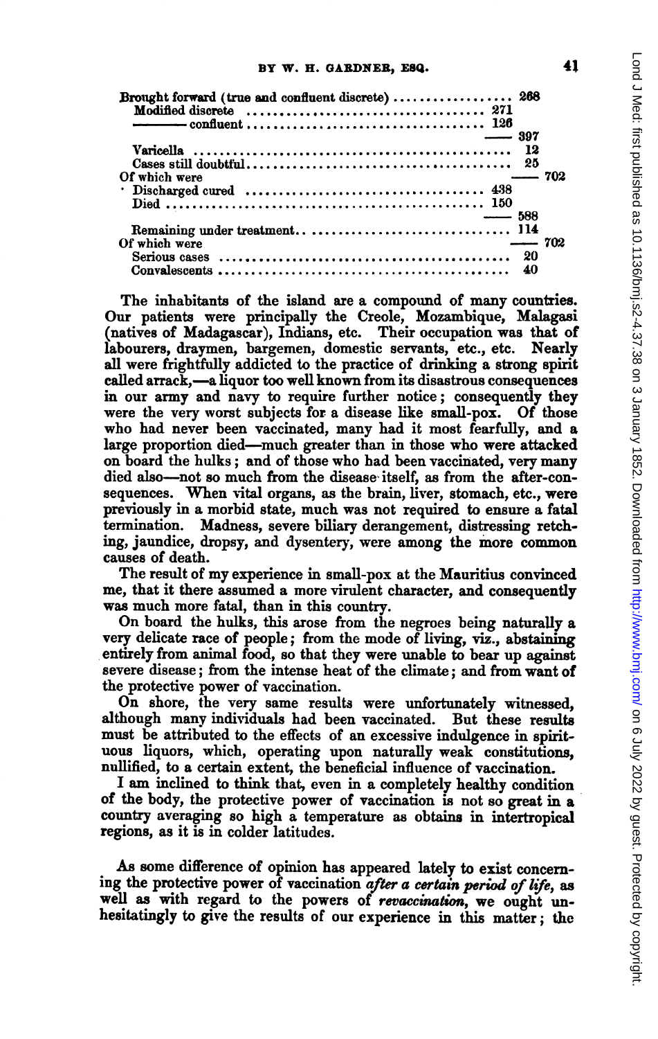| | | |
|---|---|---|
| Brought forward (true and confluent discrete) | 268 | |
| Modified discrete | 271 | |
| ——— confluent | 126 | |
| | —— 397 | |
| Varicella | 12 | |
| Cases still doubtful | 25 | |
| Of which were | | —— 702 |
| Discharged cured | 438 | |
| Died | 150 | |
| | —— 588 | |
| Remaining under treatment | 114 | |
| Of which were | | —— 702 |
| Serious cases | 20 | |
| Convalescents | 40 | |

The inhabitants of the island are a compound of many countries. Our patients were principally the Creole, Mozambique, Malagasi (natives of Madagascar), Indians, etc. Their occupation was that of labourers, draymen, bargemen, domestic servants, etc., etc. Nearly all were frightfully addicted to the practice of drinking a strong spirit called arrack,—a liquor too well known from its disastrous consequences in our army and navy to require further notice; consequently they were the very worst subjects for a disease like small-pox. Of those who had never been vaccinated, many had it most fearfully, and a large proportion died—much greater than in those who were attacked on board the hulks; and of those who had been vaccinated, very many died also—not so much from the disease itself, as from the after-consequences. When vital organs, as the brain, liver, stomach, etc., were previously in a morbid state, much was not required to ensure a fatal termination. Madness, severe biliary derangement, distressing retching, jaundice, dropsy, and dysentery, were among the more common causes of death.

The result of my experience in small-pox at the Mauritius convinced me, that it there assumed a more virulent character, and consequently was much more fatal, than in this country.

On board the hulks, this arose from the negroes being naturally a very delicate race of people; from the mode of living, viz., abstaining entirely from animal food, so that they were unable to bear up against severe disease; from the intense heat of the climate; and from want of the protective power of vaccination.

On shore, the very same results were unfortunately witnessed, although many individuals had been vaccinated. But these results must be attributed to the effects of an excessive indulgence in spirituous liquors, which, operating upon naturally weak constitutions, nullified, to a certain extent, the beneficial influence of vaccination.

I am inclined to think that, even in a completely healthy condition of the body, the protective power of vaccination is not so great in a country averaging so high a temperature as obtains in intertropical regions, as it is in colder latitudes.

As some difference of opinion has appeared lately to exist concerning the protective power of vaccination *after a certain period of life*, as well as with regard to the powers of *revaccination*, we ought unhesitatingly to give the results of our experience in this matter; the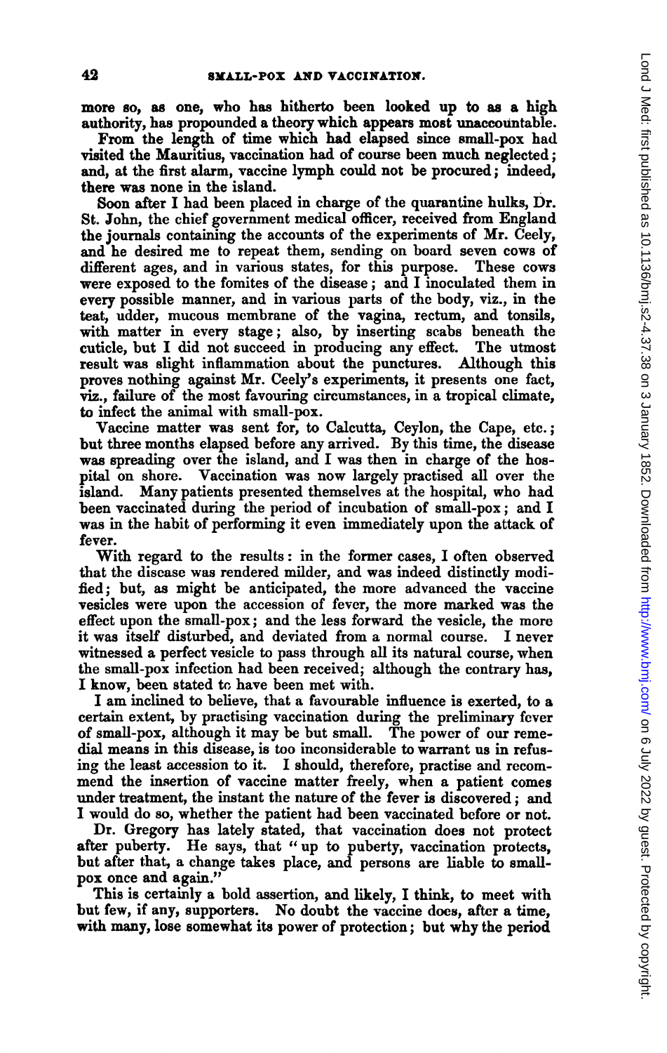more so, as one, who has hitherto been looked up to as a high authority, has propounded a theory which appears most unaccountable.

From the length of time which had elapsed since small-pox had visited the Mauritius, vaccination had of course been much neglected; and, at the first alarm, vaccine lymph could not be procured; indeed, there was none in the island.

Soon after I had been placed in charge of the quarantine hulks, Dr. St. John, the chief government medical officer, received from England the journals containing the accounts of the experiments of Mr. Ceely, and he desired me to repeat them, sending on board seven cows of different ages, and in various states, for this purpose. These cows were exposed to the fomites of the disease; and I inoculated them in every possible manner, and in various parts of the body, viz., in the teat, udder, mucous membrane of the vagina, rectum, and tonsils, with matter in every stage; also, by inserting scabs beneath the cuticle, but I did not succeed in producing any effect. The utmost result was slight inflammation about the punctures. Although this proves nothing against Mr. Ceely's experiments, it presents one fact, viz., failure of the most favouring circumstances, in a tropical climate, to infect the animal with small-pox.

Vaccine matter was sent for, to Calcutta, Ceylon, the Cape, etc.; but three months elapsed before any arrived. By this time, the disease was spreading over the island, and I was then in charge of all over the hospital on shore. Vaccination was now largely practised all over the island. Many patients presented themselves at the hospital, who had been vaccinated during the period of incubation of small-pox; and I was in the habit of performing it even immediately upon the attack of fever.

With regard to the results: in the former cases, I often observed that the disease was rendered milder, and was indeed distinctly modified; but, as might be anticipated, the more advanced the vaccine vesicles were upon the accession of fever, the more marked was the effect upon the small-pox; and the less forward the vesicle, the more it was itself disturbed, and deviated from a normal course. I never witnessed a perfect vesicle to pass through all its natural course, when the small-pox infection had been received; although the contrary has, I know, been stated to have been met with.

I am inclined to believe, that a favourable influence is exerted, to a certain extent, by practising vaccination during the preliminary fever of small-pox, although it may be but small. The power of our remedial means in this disease, is too inconsiderable to warrant us in refusing the least accession to it. I should, therefore, practise and recommend the insertion of vaccine matter freely, when a patient comes under treatment, the instant the nature of the fever is discovered; and I would do so, whether the patient had been vaccinated before or not.

Dr. Gregory has lately stated, that vaccination does not protect after puberty. He says, that "up to puberty, vaccination protects, but after that, a change takes place, and persons are liable to small-pox once and again."

This is certainly a bold assertion, and likely, I think, to meet with but few, if any, supporters. No doubt the vaccine does, after a time, with many, lose somewhat its power of protection; but why the period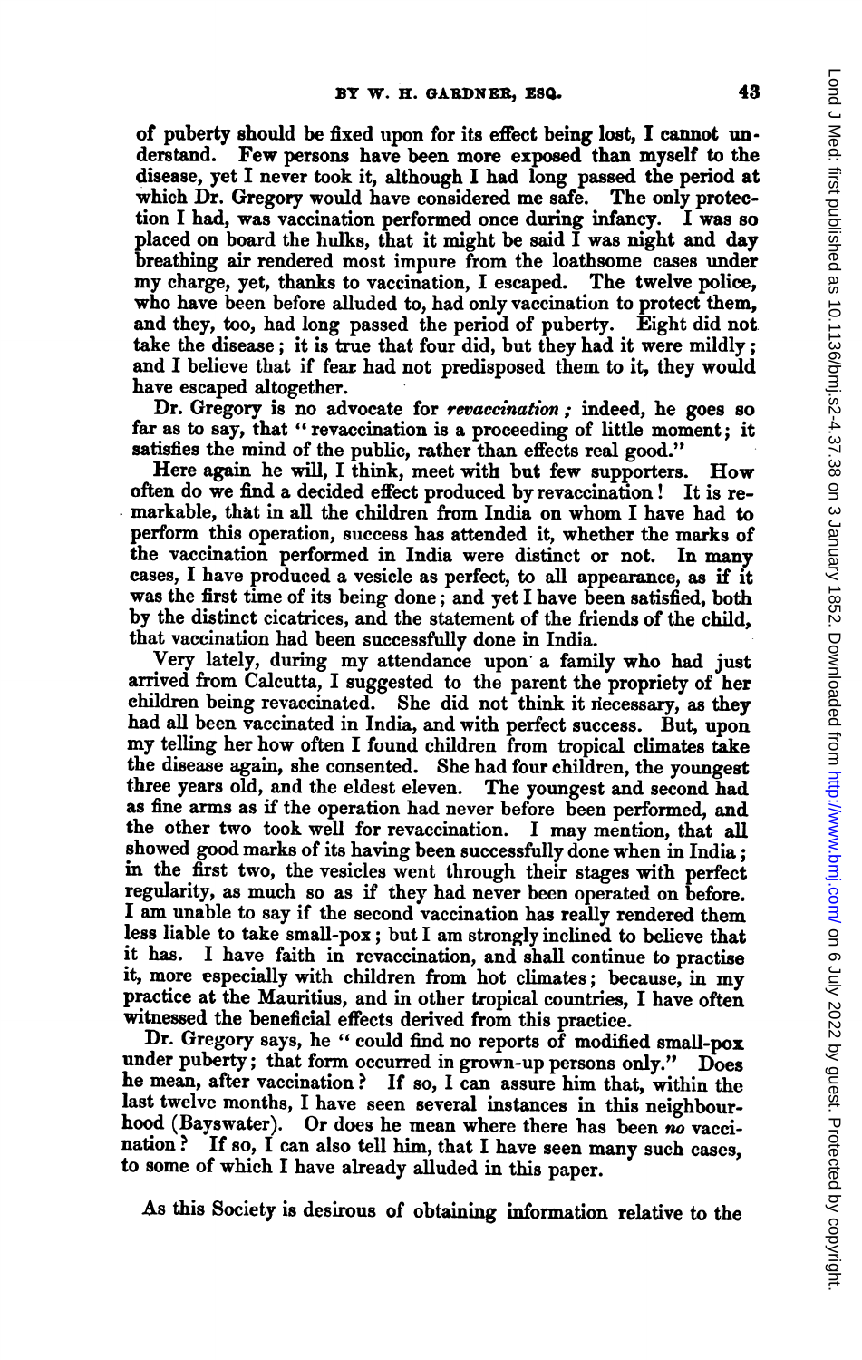of puberty should be fixed upon for its effect being lost, I cannot understand. Few persons have been more exposed than myself to the disease, yet I never took it, although I had long passed the period at which Dr. Gregory would have considered me safe. The only protection I had, was vaccination performed once during infancy. I was so placed on board the hulks, that it might be said I was night and day breathing air rendered most impure from the loathsome cases under my charge, yet, thanks to vaccination, I escaped. The twelve police, who have been before alluded to, had only vaccination to protect them, and they, too, had long passed the period of puberty. Eight did not take the disease; it is true that four did, but they had it were mildly; and I believe that if fear had not predisposed them to it, they would have escaped altogether.

Dr. Gregory is no advocate for *revaccination;* indeed, he goes so far as to say, that "revaccination is a proceeding of little moment; it satisfies the mind of the public, rather than effects real good."

Here again he will, I think, meet with but few supporters. How often do we find a decided effect produced by revaccination! It is remarkable, that in all the children from India on whom I have had to perform this operation, success has attended it, whether the marks of the vaccination performed in India were distinct or not. In many cases, I have produced a vesicle as perfect, to all appearance, as if it was the first time of its being done; and yet I have been satisfied, both by the distinct cicatrices, and the statement of the friends of the child, that vaccination had been successfully done in India.

Very lately, during my attendance upon a family who had just arrived from Calcutta, I suggested to the parent the propriety of her children being revaccinated. She did not think it necessary, as they had all been vaccinated in India, and with perfect success. But, upon my telling her how often I found children from tropical climates take the disease again, she consented. She had four children, the youngest three years old, and the eldest eleven. The youngest and second had as fine arms as if the operation had never before been performed, and the other two took well for revaccination. I may mention, that all showed good marks of its having been successfully done when in India; in the first two, the vesicles went through their stages with perfect regularity, as much so as if they had never been operated on before. I am unable to say if the second vaccination has really rendered them less liable to take small-pox; but I am strongly inclined to believe that it has. I have faith in revaccination, and shall continue to practise it, more especially with children from hot climates; because, in my practice at the Mauritius, and in other tropical countries, I have often witnessed the beneficial effects derived from this practice.

Dr. Gregory says, he "could find no reports of modified small-pox under puberty; that form occurred in grown-up persons only." Does he mean, after vaccination? If so, I can assure him that, within the last twelve months, I have seen several instances in this neighbourhood (Bayswater). Or does he mean where there has been *no* vaccination? If so, I can also tell him, that I have seen many such cases, to some of which I have already alluded in this paper.

As this Society is desirous of obtaining information relative to the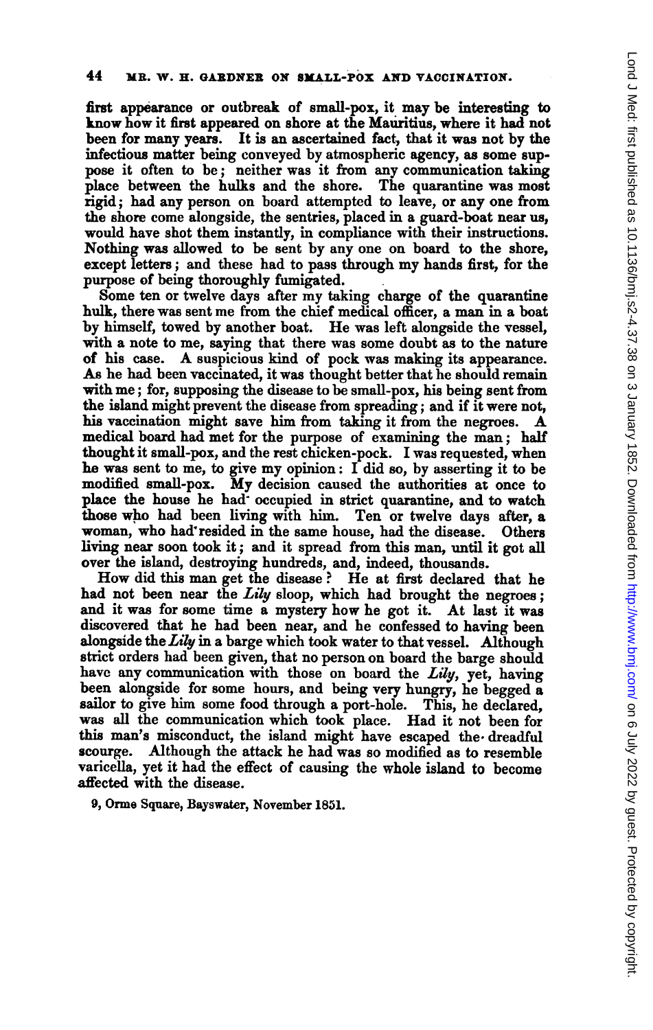first appearance or outbreak of small-pox, it may be interesting to know how it first appeared on shore at the Mauritius, where it had not been for many years. It is an ascertained fact, that it was not by the infectious matter being conveyed by atmospheric agency, as some suppose it often to be; neither was it from any communication taking place between the hulks and the shore. The quarantine was most rigid; had any person on board attempted to leave, or any one from the shore come alongside, the sentries, placed in a guard-boat near us, would have shot them instantly, in compliance with their instructions. Nothing was allowed to be sent by any one on board to the shore, except letters; and these had to pass through my hands first, for the purpose of being thoroughly fumigated.

Some ten or twelve days after my taking charge of the quarantine hulk, there was sent me from the chief medical officer, a man in a boat by himself, towed by another boat. He was left alongside the vessel, with a note to me, saying that there was some doubt as to the nature of his case. A suspicious kind of pock was making its appearance. As he had been vaccinated, it was thought better that he should remain with me; for, supposing the disease to be small-pox, his being sent from the island might prevent the disease from spreading; and if it were not, his vaccination might save him from taking it from the negroes. A medical board had met for the purpose of examining the man; half thought it small-pox, and the rest chicken-pock. I was requested, when he was sent to me, to give my opinion: I did so, by asserting it to be modified small-pox. My decision caused the authorities at once to place the house he had occupied in strict quarantine, and to watch those who had been living with him. Ten or twelve days after, a woman, who had resided in the same house, had the disease. Others living near soon took it; and it spread from this man, until it got all over the island, destroying hundreds, and, indeed, thousands.

How did this man get the disease? He at first declared that he had not been near the *Lily* sloop, which had brought the negroes; and it was for some time a mystery how he got it. At last it was discovered that he had been near, and he confessed to having been alongside the *Lily* in a barge which took water to that vessel. Although strict orders had been given, that no person on board the barge should have any communication with those on board the *Lily*, yet, having been alongside for some hours, and being very hungry, he begged a sailor to give him some food through a port-hole. This, he declared, was all the communication which took place. Had it not been for this man's misconduct, the island might have escaped the dreadful scourge. Although the attack he had was so modified as to resemble varicella, yet it had the effect of causing the whole island to become affected with the disease.

9, Orme Square, Bayswater, November 1851.